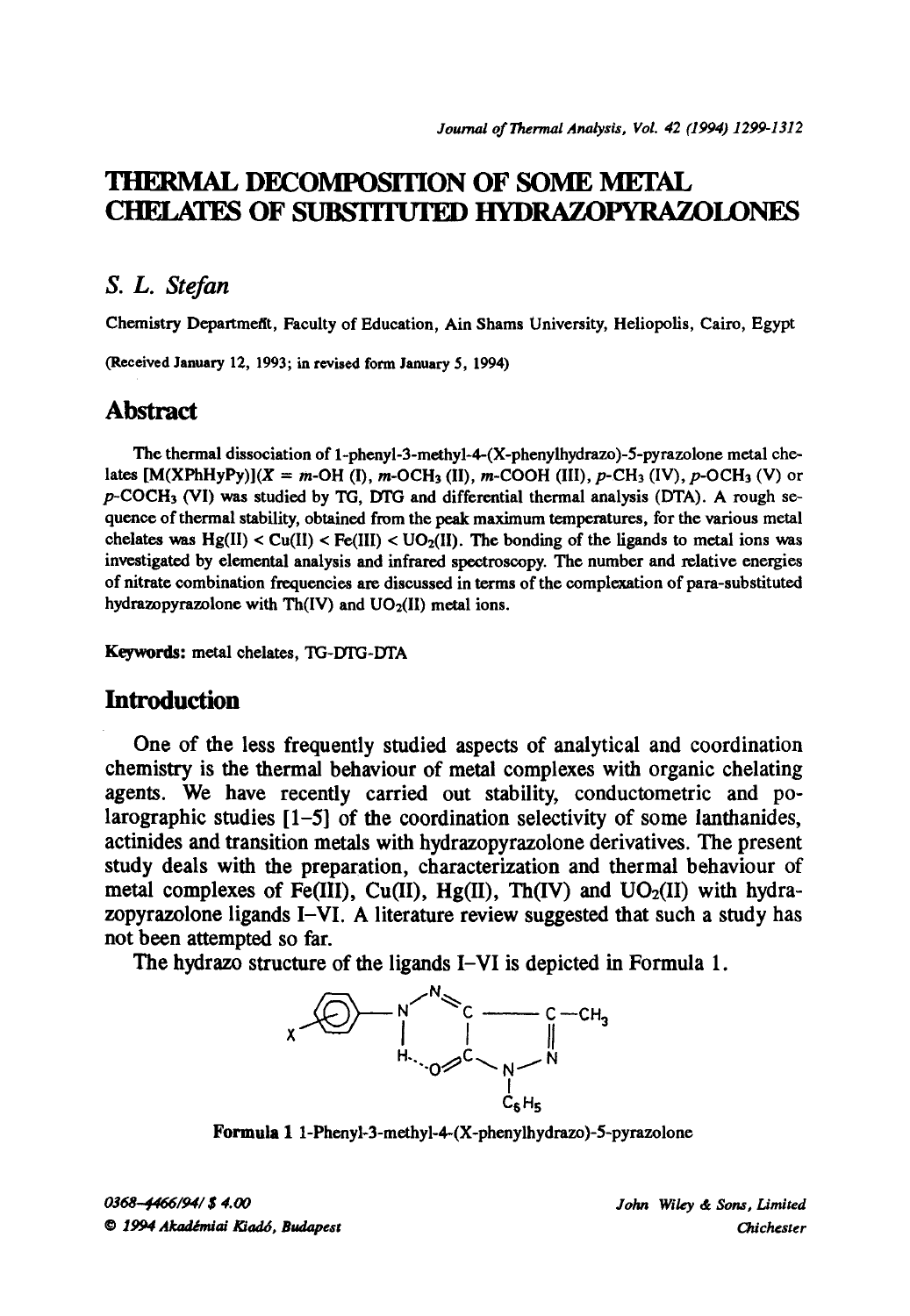// THERMAL DECOMPOSITION OF SOME METAL CHELATES OF SUBSTITUTED HYDRAZOPYRAZOLONES

*S. L. Stefan*

Chemistry Department, Faculty of Education, Ain Shams University, Heliopolis, Cairo, Egypt

(Received January 12, 1993; in revised form January 5, 1994)

## Abstract

The thermal dissociation of 1-phenyl-3-methyl-4-(X-phenylhydrazo)-5-pyrazolone metal chelates [M(XPhHyPy)](X = m-OH (I), m-$OCH_3$ (II), m-COOH (III), p-$CH_3$ (IV), p-$OCH_3$ (V) or p-$COCH_3$ (VI) was studied by TG, DTG and differential thermal analysis (DTA). A rough sequence of thermal stability, obtained from the peak maximum temperatures, for the various metal chelates was Hg(II) < Cu(II) < Fe(III) < $UO_2$(II). The bonding of the ligands to metal ions was investigated by elemental analysis and infrared spectroscopy. The number and relative energies of nitrate combination frequencies are discussed in terms of the complexation of para-substituted hydrazopyrazolone with Th(IV) and $UO_2$(II) metal ions.

**Keywords:** metal chelates, TG-DTG-DTA

## Introduction

One of the less frequently studied aspects of analytical and coordination chemistry is the thermal behaviour of metal complexes with organic chelating agents. We have recently carried out stability, conductometric and polarographic studies [1–5] of the coordination selectivity of some lanthanides, actinides and transition metals with hydrazopyrazolone derivatives. The present study deals with the preparation, characterization and thermal behaviour of metal complexes of Fe(III), Cu(II), Hg(II), Th(IV) and $UO_2$(II) with hydrazopyrazolone ligands I–VI. A literature review suggested that such a study has not been attempted so far.

The hydrazo structure of the ligands I–VI is depicted in Formula 1.

**Formula 1** 1-Phenyl-3-methyl-4-(X-phenylhydrazo)-5-pyrazolone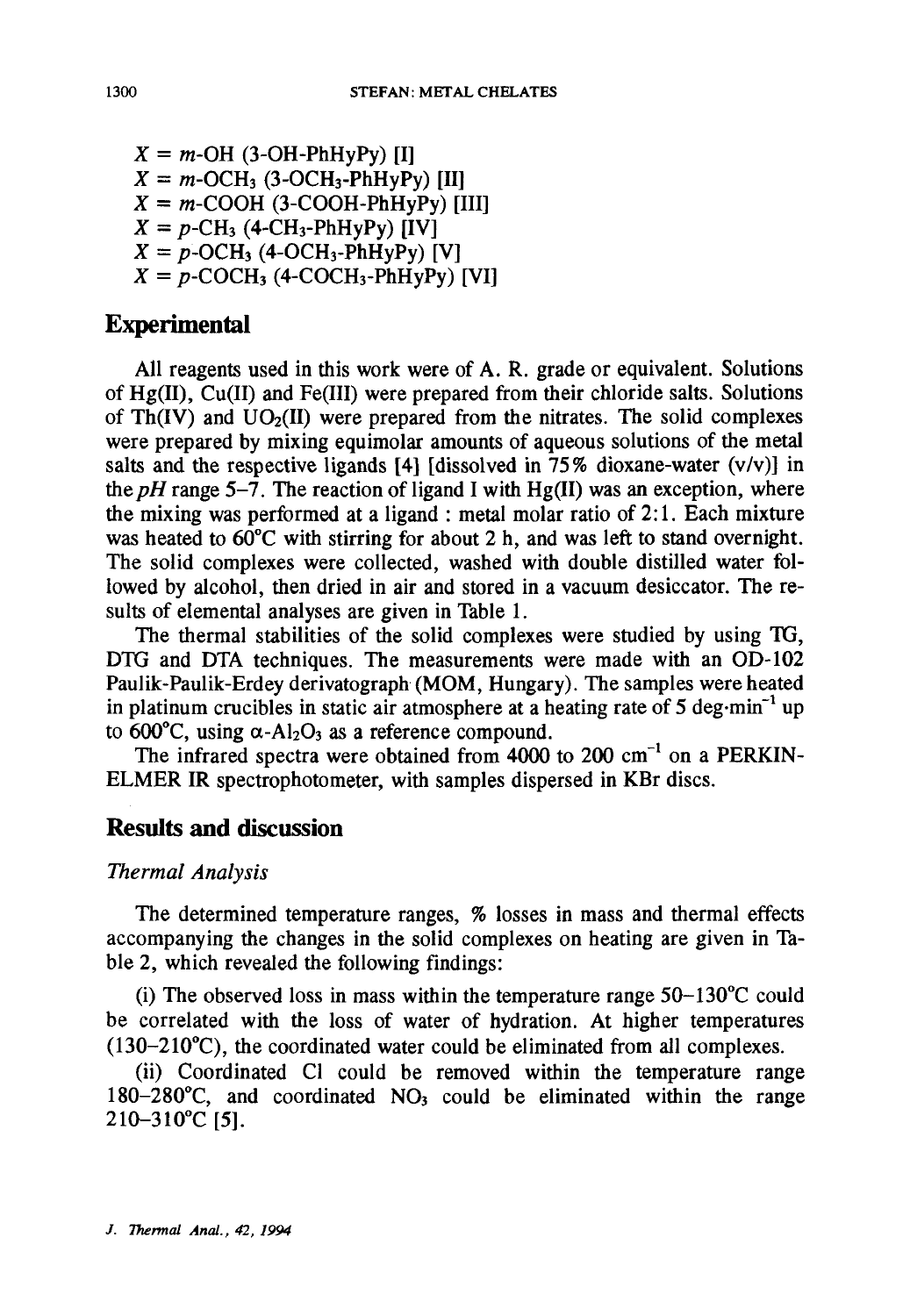$X = m$-OH (3-OH-PhHyPy) [I]
$X = m$-$OCH_3$ (3-$OCH_3$-PhHyPy) [II]
$X = m$-COOH (3-COOH-PhHyPy) [III]
$X = p$-$CH_3$ (4-$CH_3$-PhHyPy) [IV]
$X = p$-$OCH_3$ (4-$OCH_3$-PhHyPy) [V]
$X = p$-$COCH_3$ (4-$COCH_3$-PhHyPy) [VI]

## Experimental

All reagents used in this work were of A. R. grade or equivalent. Solutions of Hg(II), Cu(II) and Fe(III) were prepared from their chloride salts. Solutions of Th(IV) and $UO_2$(II) were prepared from the nitrates. The solid complexes were prepared by mixing equimolar amounts of aqueous solutions of the metal salts and the respective ligands [4] [dissolved in 75% dioxane-water (v/v)] in the *pH* range 5–7. The reaction of ligand I with Hg(II) was an exception, where the mixing was performed at a ligand : metal molar ratio of 2:1. Each mixture was heated to 60°C with stirring for about 2 h, and was left to stand overnight. The solid complexes were collected, washed with double distilled water followed by alcohol, then dried in air and stored in a vacuum desiccator. The results of elemental analyses are given in Table 1.

The thermal stabilities of the solid complexes were studied by using TG, DTG and DTA techniques. The measurements were made with an OD-102 Paulik-Paulik-Erdey derivatograph (MOM, Hungary). The samples were heated in platinum crucibles in static air atmosphere at a heating rate of 5 deg·min$^{-1}$ up to 600°C, using $\alpha$-$Al_2O_3$ as a reference compound.

The infrared spectra were obtained from 4000 to 200 cm$^{-1}$ on a PERKIN-ELMER IR spectrophotometer, with samples dispersed in KBr discs.

## Results and discussion

### *Thermal Analysis*

The determined temperature ranges, % losses in mass and thermal effects accompanying the changes in the solid complexes on heating are given in Table 2, which revealed the following findings:

(i) The observed loss in mass within the temperature range 50–130°C could be correlated with the loss of water of hydration. At higher temperatures (130–210°C), the coordinated water could be eliminated from all complexes.

(ii) Coordinated Cl could be removed within the temperature range 180–280°C, and coordinated $NO_3$ could be eliminated within the range 210–310°C [5].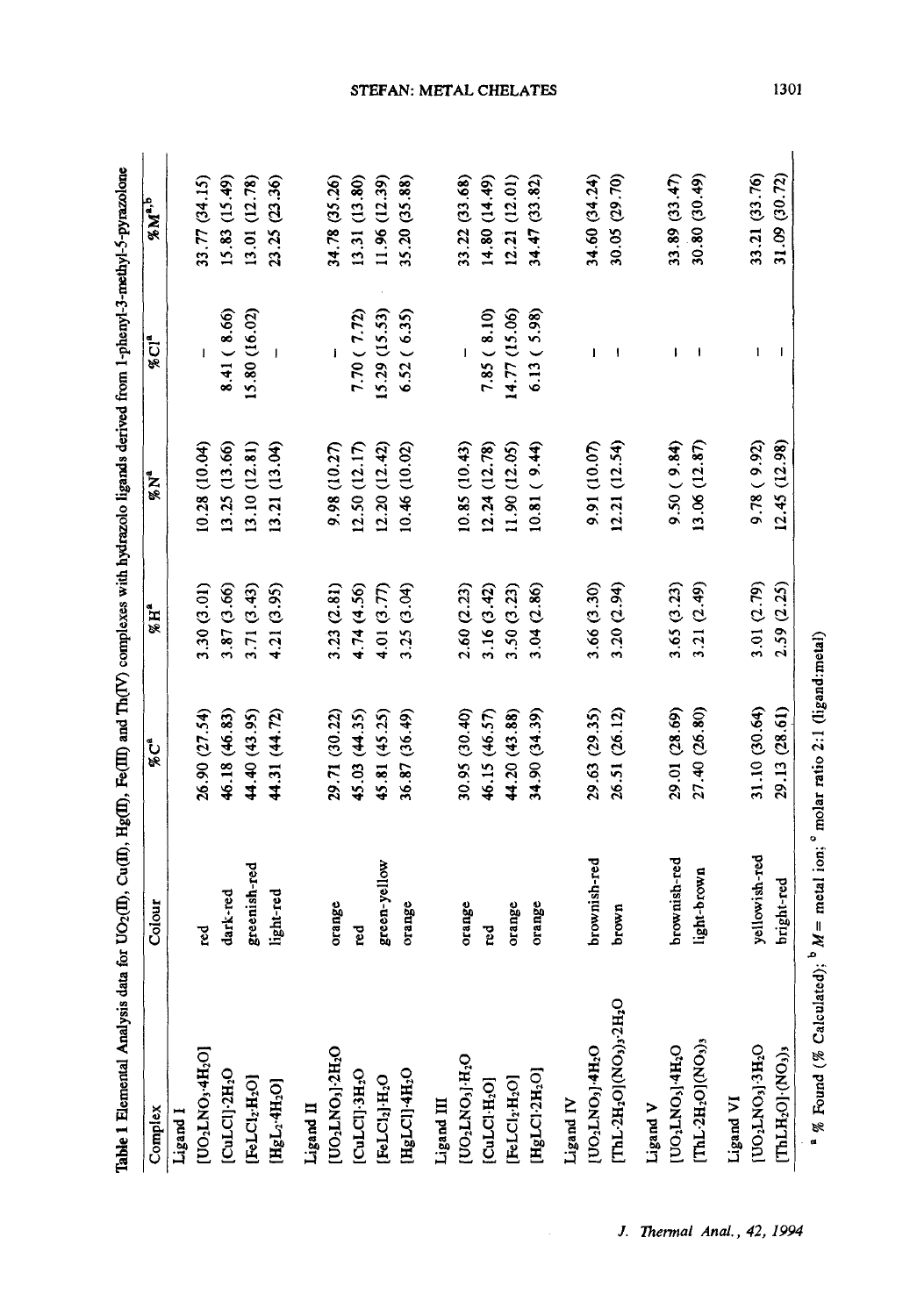**Table 1** Elemental Analysis data for $UO_2$(II), Cu(II), Hg(II), Fe(III) and Th(IV) complexes with hydrazolo ligands derived from 1-phenyl-3-methyl-5-pyrazolone

| Complex | Colour | %C[a] | %H[a] | %N[a] | %Cl[a] | %M[a,b] |
|---|---|---|---|---|---|---|
| **Ligand I** | | | | | | |
| $[UO_2LNO_3 \cdot 4H_2O]$ | red | 26.90 (27.54) | 3.30 (3.01) | 10.28 (10.04) | – | 33.77 (34.15) |
| $[CuLCl] \cdot 2H_2O$ | dark-red | 46.18 (46.83) | 3.87 (3.66) | 13.25 (13.66) | 8.41 ( 8.66) | 15.83 (15.49) |
| $[FeLCl_2 \cdot H_2O]$ | greenish-red | 44.40 (43.95) | 3.71 (3.43) | 13.10 (12.81) | 15.80 (16.02) | 13.01 (12.78) |
| $[HgL_2 \cdot 4H_2O]$ | light-red | 44.31 (44.72) | 4.21 (3.95) | 13.21 (13.04) | – | 23.25 (23.36) |
| **Ligand II** | | | | | | |
| $[UO_2LNO_3] \cdot 2H_2O$ | orange | 29.71 (30.22) | 3.23 (2.81) | 9.98 (10.27) | – | 34.78 (35.26) |
| $[CuLCl] \cdot 3H_2O$ | red | 45.03 (44.35) | 4.74 (4.56) | 12.50 (12.17) | 7.70 ( 7.72) | 13.31 (13.80) |
| $[FeLCl_2] \cdot H_2O$ | green-yellow | 45.81 (45.25) | 4.01 (3.77) | 12.20 (12.42) | 15.29 (15.53) | 11.96 (12.39) |
| $[HgLCl] \cdot 4H_2O$ | orange | 36.87 (36.49) | 3.25 (3.04) | 10.46 (10.02) | 6.52 ( 6.35) | 35.20 (35.88) |
| **Ligand III** | | | | | | |
| $[UO_2LNO_3] \cdot H_2O$ | orange | 30.95 (30.40) | 2.60 (2.23) | 10.85 (10.43) | – | 33.22 (33.68) |
| $[CuLCl \cdot H_2O]$ | red | 46.15 (46.57) | 3.16 (3.42) | 12.24 (12.78) | 7.85 ( 8.10) | 14.80 (14.49) |
| $[FeLCl_2 \cdot H_2O]$ | orange | 44.20 (43.88) | 3.50 (3.23) | 11.90 (12.05) | 14.77 (15.06) | 12.21 (12.01) |
| $[HgLCl \cdot 2H_2O]$ | orange | 34.90 (34.39) | 3.04 (2.86) | 10.81 ( 9.44) | 6.13 ( 5.98) | 34.47 (33.82) |
| **Ligand IV** | | | | | | |
| $[UO_2LNO_3] \cdot 4H_2O$ | brownish-red | 29.63 (29.35) | 3.66 (3.30) | 9.91 (10.07) | – | 34.60 (34.24) |
| $[ThL \cdot 2H_2O](NO_3)_3 \cdot 2H_2O$ | brown | 26.51 (26.12) | 3.20 (2.94) | 12.21 (12.54) | – | 30.05 (29.70) |
| **Ligand V** | | | | | | |
| $[UO_2LNO_3] \cdot 4H_2O$ | brownish-red | 29.01 (28.69) | 3.65 (3.23) | 9.50 ( 9.84) | – | 33.89 (33.47) |
| $[ThL \cdot 2H_2O](NO_3)_3$ | light-brown | 27.40 (26.80) | 3.21 (2.49) | 13.06 (12.87) | – | 30.80 (30.49) |
| **Ligand VI** | | | | | | |
| $[UO_2LNO_3] \cdot 3H_2O$ | yellowish-red | 31.10 (30.64) | 3.01 (2.79) | 9.78 ( 9.92) | – | 33.21 (33.76) |
| $[ThLH_2O] \cdot (NO_3)_3$ | bright-red | 29.13 (28.61) | 2.59 (2.25) | 12.45 (12.98) | – | 31.09 (30.72) |

[a] % Found (% Calculated); [b] $M$ = metal ion; [c] molar ratio 2:1 (ligand:metal)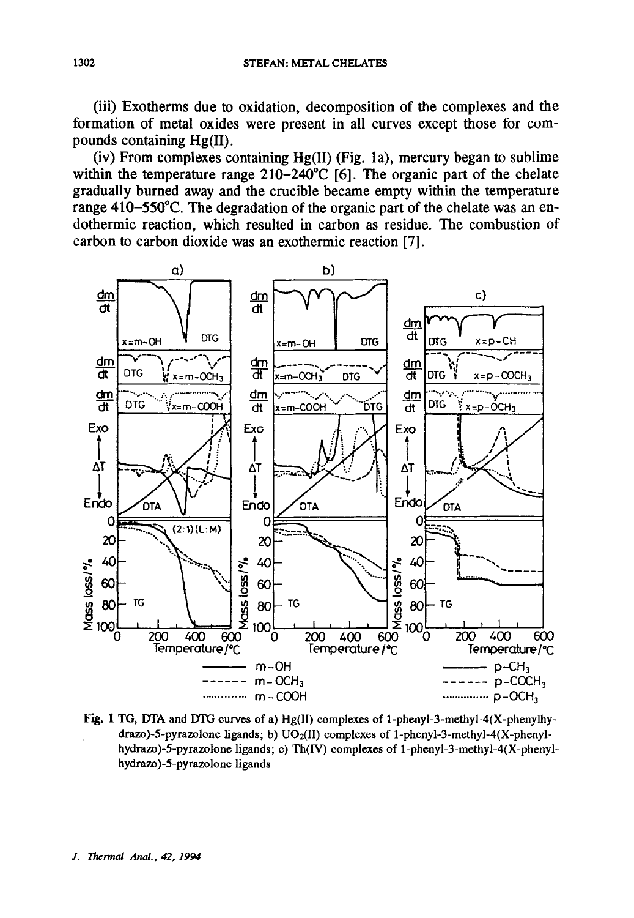(iii) Exotherms due to oxidation, decomposition of the complexes and the formation of metal oxides were present in all curves except those for compounds containing Hg(II).

(iv) From complexes containing Hg(II) (Fig. 1a), mercury began to sublime within the temperature range 210–240°C [6]. The organic part of the chelate gradually burned away and the crucible became empty within the temperature range 410–550°C. The degradation of the organic part of the chelate was an endothermic reaction, which resulted in carbon as residue. The combustion of carbon to carbon dioxide was an exothermic reaction [7].

**Fig. 1** TG, DTA and DTG curves of a) Hg(II) complexes of 1-phenyl-3-methyl-4(X-phenylhydrazo)-5-pyrazolone ligands; b) $UO_2$(II) complexes of 1-phenyl-3-methyl-4(X-phenylhydrazo)-5-pyrazolone ligands; c) Th(IV) complexes of 1-phenyl-3-methyl-4(X-phenylhydrazo)-5-pyrazolone ligands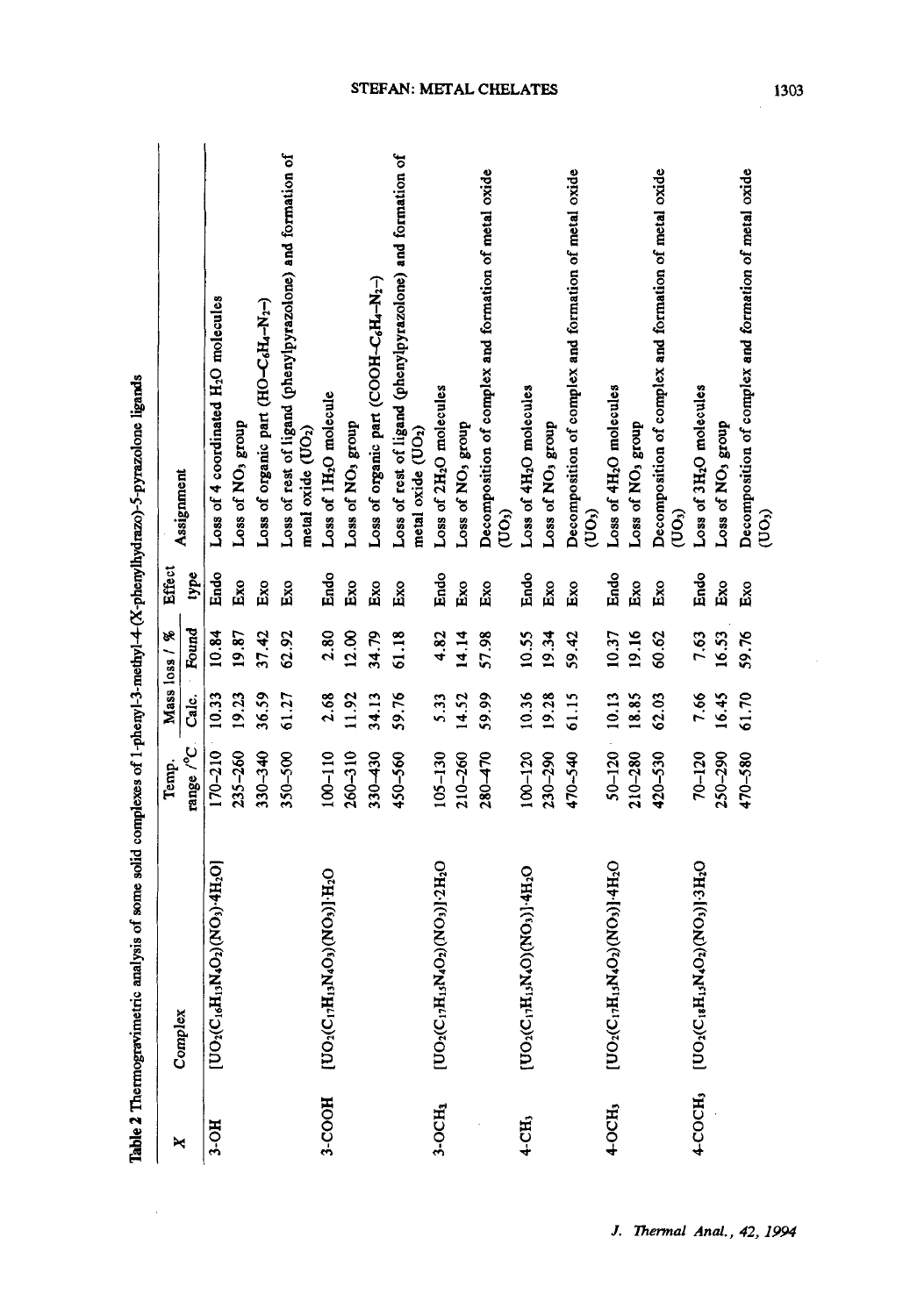**Table 2** Thermogravimetric analysis of some solid complexes of 1-phenyl-3-methyl-4-(X-phenylhydrazo)-5-pyrazolone ligands

| X | Complex | Temp. range /°C | Mass loss / % | | Effect type | Assignment |
|---|---|---|---|---|---|---|
| | | | Calc. | Found | | |
| 3-OH | $[UO_2(C_{16}H_{13}N_4O_2)(NO_3)\cdot 4H_2O]$ | 170–210 | 10.33 | 10.84 | Endo | Loss of 4 coordinated $H_2O$ molecules |
| | | 235–260 | 19.23 | 19.87 | Exo | Loss of $NO_3$ group |
| | | 330–340 | 36.59 | 37.42 | Exo | Loss of organic part ($HO–C_6H_4–N_2–$) |
| | | 350–500 | 61.27 | 62.92 | Exo | Loss of rest of ligand (phenylpyrazolone) and formation of metal oxide ($UO_2$) |
| 3-COOH | $[UO_2(C_{17}H_{13}N_4O_3)(NO_3)]\cdot H_2O$ | 100–110 | 2.68 | 2.80 | Endo | Loss of $1H_2O$ molecule |
| | | 260–310 | 11.92 | 12.00 | Exo | Loss of $NO_3$ group |
| | | 330–430 | 34.13 | 34.79 | Exo | Loss of organic part ($COOH–C_6H_4–N_2–$) |
| | | 450–560 | 59.76 | 61.18 | Exo | Loss of rest of ligand (phenylpyrazolone) and formation of metal oxide ($UO_2$) |
| 3-OCH$_3$ | $[UO_2(C_{17}H_{15}N_4O_2)(NO_3)]\cdot 2H_2O$ | 105–130 | 5.33 | 4.82 | Endo | Loss of $2H_2O$ molecules |
| | | 210–260 | 14.52 | 14.14 | Exo | Loss of $NO_3$ group |
| | | 280–470 | 59.99 | 57.98 | Exo | Decomposition of complex and formation of metal oxide ($UO_3$) |
| 4-CH$_3$ | $[UO_2(C_{17}H_{15}N_4O)(NO_3)]\cdot 4H_2O$ | 100–120 | 10.36 | 10.55 | Endo | Loss of $4H_2O$ molecules |
| | | 230–290 | 19.28 | 19.34 | Exo | Loss of $NO_3$ group |
| | | 470–540 | 61.15 | 59.42 | Exo | Decomposition of complex and formation of metal oxide ($UO_3$) |
| 4-OCH$_3$ | $[UO_2(C_{17}H_{15}N_4O_2)(NO_3)]\cdot 4H_2O$ | 50–120 | 10.13 | 10.37 | Endo | Loss of $4H_2O$ molecules |
| | | 210–280 | 18.85 | 19.16 | Exo | Loss of $NO_3$ group |
| | | 420–530 | 62.03 | 60.62 | Exo | Decomposition of complex and formation of metal oxide ($UO_3$) |
| 4-COCH$_3$ | $[UO_2(C_{18}H_{15}N_4O_2)(NO_3)]\cdot 3H_2O$ | 70–120 | 7.66 | 7.63 | Endo | Loss of $3H_2O$ molecules |
| | | 250–290 | 16.45 | 16.53 | Exo | Loss of $NO_3$ group |
| | | 470–580 | 61.70 | 59.76 | Exo | Decomposition of complex and formation of metal oxide ($UO_3$) |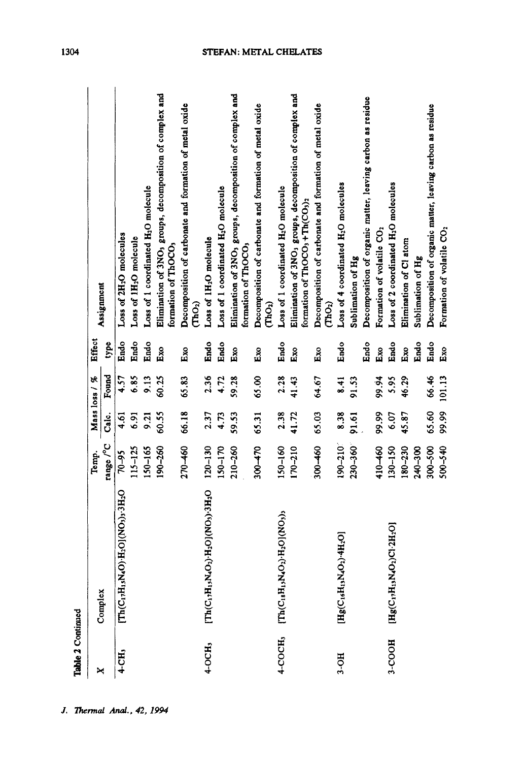**Table 2** Continued

| X | Complex | Temp. range /°C | Mass loss / % Calc. | Mass loss / % Found | Effect type | Assignment |
|---|---|---|---|---|---|---|
| 4-$CH_3$ | $[Th(C_{17}H_{15}N_4O)\cdot H_2O](NO_3)_3\cdot 3H_2O$ | 70–95 | 4.61 | 4.57 | Endo | Loss of $2H_2O$ molecules |
| | | 115–125 | 6.91 | 6.85 | Endo | Loss of $1H_2O$ molecule |
| | | 150–165 | 9.21 | 9.13 | Endo | Loss of 1 coordinated $H_2O$ molecule |
| | | 190–260 | 60.55 | 60.25 | Exo | Elimination of $3NO_3$ groups, decomposition of complex and formation of $ThOCO_3$ |
| | | 270–460 | 66.18 | 65.83 | Exo | Decomposition of carbonate and formation of metal oxide ($ThO_2$) |
| 4-$OCH_3$ | $[Th(C_{17}H_{15}N_4O_2)\cdot H_2O](NO_3)\cdot 3H_2O$ | 120–130 | 2.37 | 2.36 | Endo | Loss of $1H_2O$ molecule |
| | | 150–170 | 4.73 | 4.72 | Endo | Loss of 1 coordinated $H_2O$ molecule |
| | | 210–260 | 59.53 | 59.28 | Exo | Elimination of $3NO_3$ groups, decomposition of complex and formation of $ThOCO_3$ |
| | | 300–470 | 65.31 | 65.00 | Exo | Decomposition of carbonate and formation of metal oxide ($ThO_2$) |
| 4-$COCH_3$ | $[Th(C_{18}H_{15}N_4O_2)\cdot H_2O](NO_3)_3$ | 150–160 | 2.38 | 2.28 | Endo | Loss of 1 coordinated $H_2O$ molecule |
| | | 170–210 | 41.72 | 41.43 | Exo | Elimination of $3NO_3$ groups, decomposition of complex and formation of $ThOCO_3 + Th(CO_3)_2$ |
| | | 300–460 | 65.03 | 64.67 | Exo | Decomposition of carbonate and formation of metal oxide ($ThO_2$) |
| 3-OH | $[Hg(C_{16}H_{13}N_4O_2)\cdot 4H_2O]$ | 190–210 | 8.38 | 8.41 | Endo | Loss of 4 coordinated $H_2O$ molecules |
| | | 230–360 | 91.61 | 91.53 | | Sublimation of Hg |
| | | | | | Endo | Decomposition of organic matter, leaving carbon as residue |
| | | 410–460 | 99.99 | 99.94 | Exo | Formation of volatile $CO_2$ |
| 3-COOH | $[Hg(C_{17}H_{13}N_4O_2)Cl\cdot 2H_2O]$ | 130–150 | 6.07 | 5.95 | Endo | Loss of 2 coordinated $H_2O$ molecules |
| | | 180–230 | 45.87 | 46.29 | Exo | Elimination of Cl atom |
| | | 240–300 | | | Endo | Sublimation of Hg |
| | | 300–500 | 65.60 | 66.46 | Endo | Decomposition of organic matter, leaving carbon as residue |
| | | 500–540 | 99.99 | 101.13 | Exo | Formation of volatile $CO_2$ |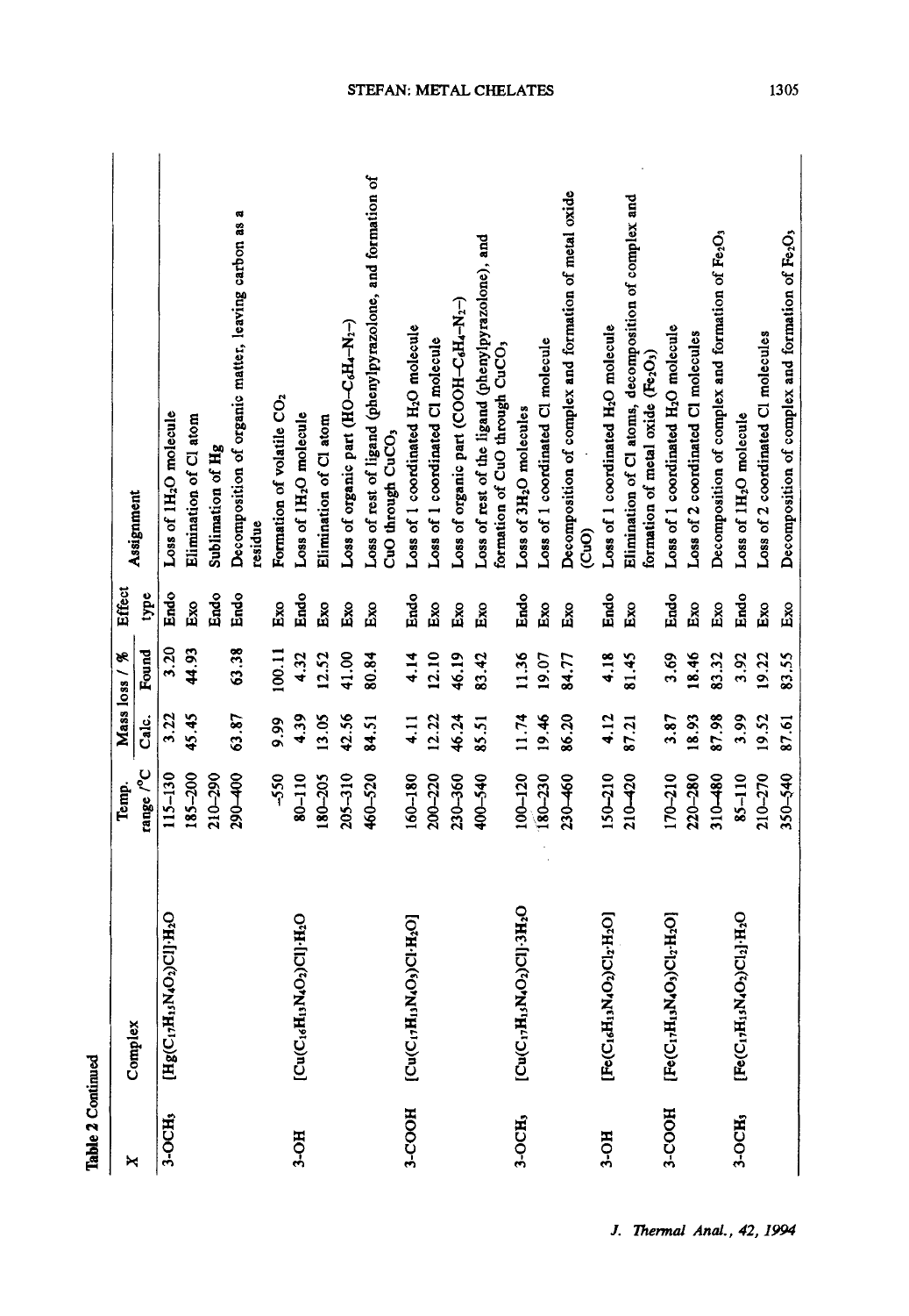Table 2 Continued

| X | Complex | Temp. range /°C | Mass loss / % Calc. | Mass loss / % Found | Effect type | Assignment |
|---|---|---|---|---|---|---|
| 3-$OCH_3$ | $[Hg(C_{17}H_{13}N_4O_2)Cl]\cdot H_2O$ | 115–130 | 3.22 | 3.20 | Endo | Loss of 1$H_2O$ molecule |
| | | 185–200 | 45.45 | 44.93 | Exo | Elimination of Cl atom |
| | | 210–290 | | | Endo | Sublimation of Hg |
| | | 290–400 | 63.87 | 63.38 | Endo | Decomposition of organic matter, leaving carbon as a residue |
| | | -550 | 9.99 | 100.11 | Exo | Formation of volatile $CO_2$ |
| 3-OH | $[Cu(C_{16}H_{13}N_4O_2)Cl]\cdot H_2O$ | 80–110 | 4.39 | 4.32 | Endo | Loss of 1$H_2O$ molecule |
| | | 180–205 | 13.05 | 12.52 | Exo | Elimination of Cl atom |
| | | 205–310 | 42.56 | 41.00 | Exo | Loss of organic part (HO–$C_6H_4$–$N_2$–) |
| | | 460–520 | 84.51 | 80.84 | Exo | Loss of rest of ligand (phenylpyrazolone), and formation of CuO through $CuCO_3$ |
| 3-COOH | $[Cu(C_{17}H_{13}N_4O_3)Cl\cdot H_2O]$ | 160–180 | 4.11 | 4.14 | Endo | Loss of 1 coordinated $H_2O$ molecule |
| | | 200–220 | 12.22 | 12.10 | Exo | Loss of 1 coordinated Cl molecule |
| | | 230–360 | 46.24 | 46.19 | Exo | Loss of organic part (COOH–$C_6H_4$–$N_2$–) |
| | | 400–540 | 85.51 | 83.42 | Exo | Loss of rest of the ligand (phenylpyrazolone), and formation of CuO through $CuCO_3$ |
| 3-$OCH_3$ | $[Cu(C_{17}H_{15}N_4O_2)Cl]\cdot 3H_2O$ | 100–120 | 11.74 | 11.36 | Endo | Loss of 3$H_2O$ molecules |
| | | 180–230 | 19.46 | 19.07 | Exo | Loss of 1 coordinated Cl molecule |
| | | 230–460 | 86.20 | 84.77 | Exo | Decomposition of complex and formation of metal oxide (CuO) |
| 3-OH | $[Fe(C_{16}H_{13}N_4O_2)Cl_2\cdot H_2O]$ | 150–210 | 4.12 | 4.18 | Endo | Loss of 1 coordinated $H_2O$ molecule |
| | | 210–420 | 87.21 | 81.45 | Exo | Elimination of Cl atoms, decomposition of complex and formation of metal oxide ($Fe_2O_3$) |
| 3-COOH | $[Fe(C_{17}H_{13}N_4O_3)Cl_2\cdot H_2O]$ | 170–210 | 3.87 | 3.69 | Endo | Loss of 1 coordinated $H_2O$ molecule |
| | | 220–280 | 18.93 | 18.46 | Exo | Loss of 2 coordinated Cl molecules |
| | | 310–480 | 87.98 | 83.32 | Exo | Decomposition of complex and formation of $Fe_2O_3$ |
| 3-$OCH_3$ | $[Fe(C_{17}H_{15}N_4O_2)Cl_2]\cdot H_2O$ | 85–110 | 3.99 | 3.92 | Endo | Loss of 1$H_2O$ molecule |
| | | 210–270 | 19.52 | 19.22 | Exo | Loss of 2 coordinated Cl molecules |
| | | 350–540 | 87.61 | 83.55 | Exo | Decomposition of complex and formation of $Fe_2O_3$ |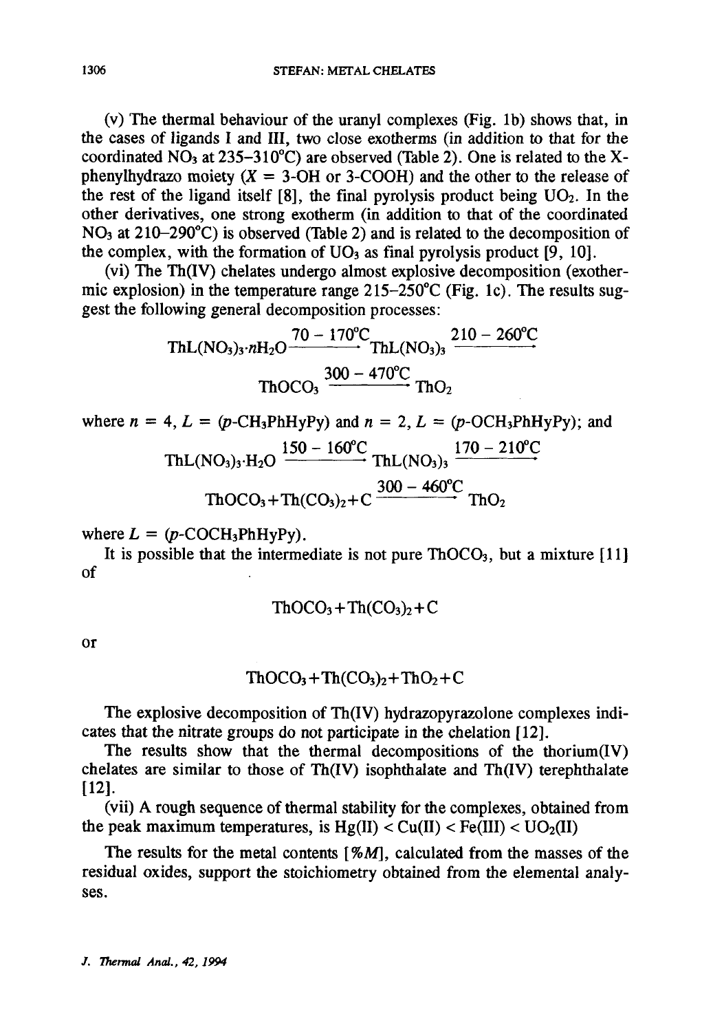(v) The thermal behaviour of the uranyl complexes (Fig. 1b) shows that, in the cases of ligands I and III, two close exotherms (in addition to that for the coordinated $NO_3$ at 235–310°C) are observed (Table 2). One is related to the X-phenylhydrazo moiety ($X$ = 3-OH or 3-COOH) and the other to the release of the rest of the ligand itself [8], the final pyrolysis product being $UO_2$. In the other derivatives, one strong exotherm (in addition to that of the coordinated $NO_3$ at 210–290°C) is observed (Table 2) and is related to the decomposition of the complex, with the formation of $UO_3$ as final pyrolysis product [9, 10].

(vi) The Th(IV) chelates undergo almost explosive decomposition (exothermic explosion) in the temperature range 215–250°C (Fig. 1c). The results suggest the following general decomposition processes:

$$ThL(NO_3)_3 \cdot nH_2O \xrightarrow{70-170^\circ C} ThL(NO_3)_3 \xrightarrow{210-260^\circ C}$$

$$ThOCO_3 \xrightarrow{300-470^\circ C} ThO_2$$

where $n = 4$, $L$ = ($p$-$CH_3$PhHyPy) and $n = 2$, $L$ = ($p$-$OCH_3$PhHyPy); and

$$ThL(NO_3)_3 \cdot H_2O \xrightarrow{150-160^\circ C} ThL(NO_3)_3 \xrightarrow{170-210^\circ C}$$

$$ThOCO_3 + Th(CO_3)_2 + C \xrightarrow{300-460^\circ C} ThO_2$$

where $L$ = ($p$-$COCH_3$PhHyPy).

It is possible that the intermediate is not pure $ThOCO_3$, but a mixture [11] of

$$ThOCO_3 + Th(CO_3)_2 + C$$

or

$$ThOCO_3 + Th(CO_3)_2 + ThO_2 + C$$

The explosive decomposition of Th(IV) hydrazopyrazolone complexes indicates that the nitrate groups do not participate in the chelation [12].

The results show that the thermal decompositions of the thorium(IV) chelates are similar to those of Th(IV) isophthalate and Th(IV) terephthalate [12].

(vii) A rough sequence of thermal stability for the complexes, obtained from the peak maximum temperatures, is Hg(II) < Cu(II) < Fe(III) < $UO_2$(II)

The results for the metal contents [%$M$], calculated from the masses of the residual oxides, support the stoichiometry obtained from the elemental analyses.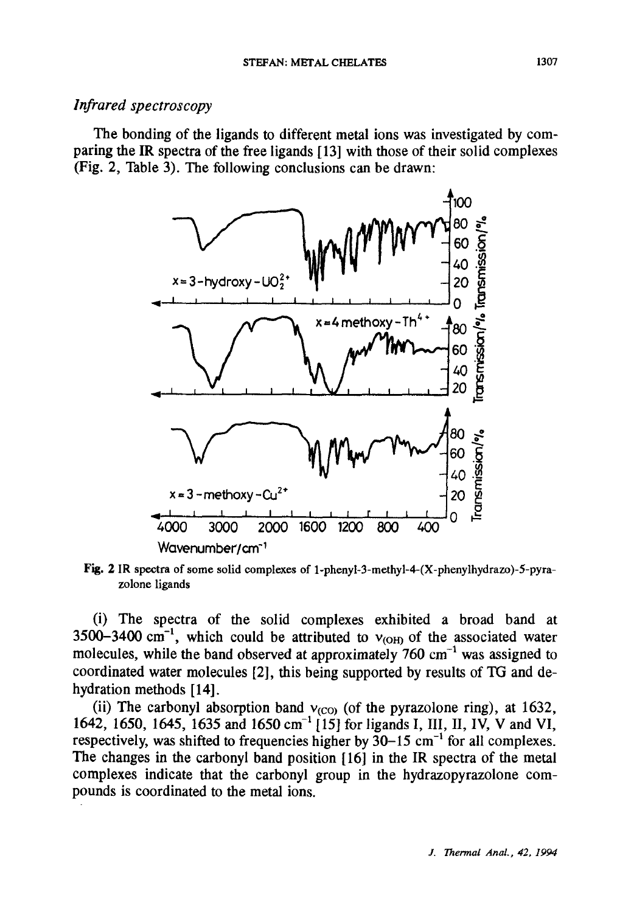*Infrared spectroscopy*

The bonding of the ligands to different metal ions was investigated by comparing the IR spectra of the free ligands [13] with those of their solid complexes (Fig. 2, Table 3). The following conclusions can be drawn:

**Fig. 2** IR spectra of some solid complexes of 1-phenyl-3-methyl-4-(X-phenylhydrazo)-5-pyrazolone ligands

(i) The spectra of the solid complexes exhibited a broad band at 3500–3400 $cm^{-1}$, which could be attributed to $\nu_{(OH)}$ of the associated water molecules, while the band observed at approximately 760 $cm^{-1}$ was assigned to coordinated water molecules [2], this being supported by results of TG and dehydration methods [14].

(ii) The carbonyl absorption band $\nu_{(CO)}$ (of the pyrazolone ring), at 1632, 1642, 1650, 1645, 1635 and 1650 $cm^{-1}$ [15] for ligands I, III, II, IV, V and VI, respectively, was shifted to frequencies higher by 30–15 $cm^{-1}$ for all complexes. The changes in the carbonyl band position [16] in the IR spectra of the metal complexes indicate that the carbonyl group in the hydrazopyrazolone compounds is coordinated to the metal ions.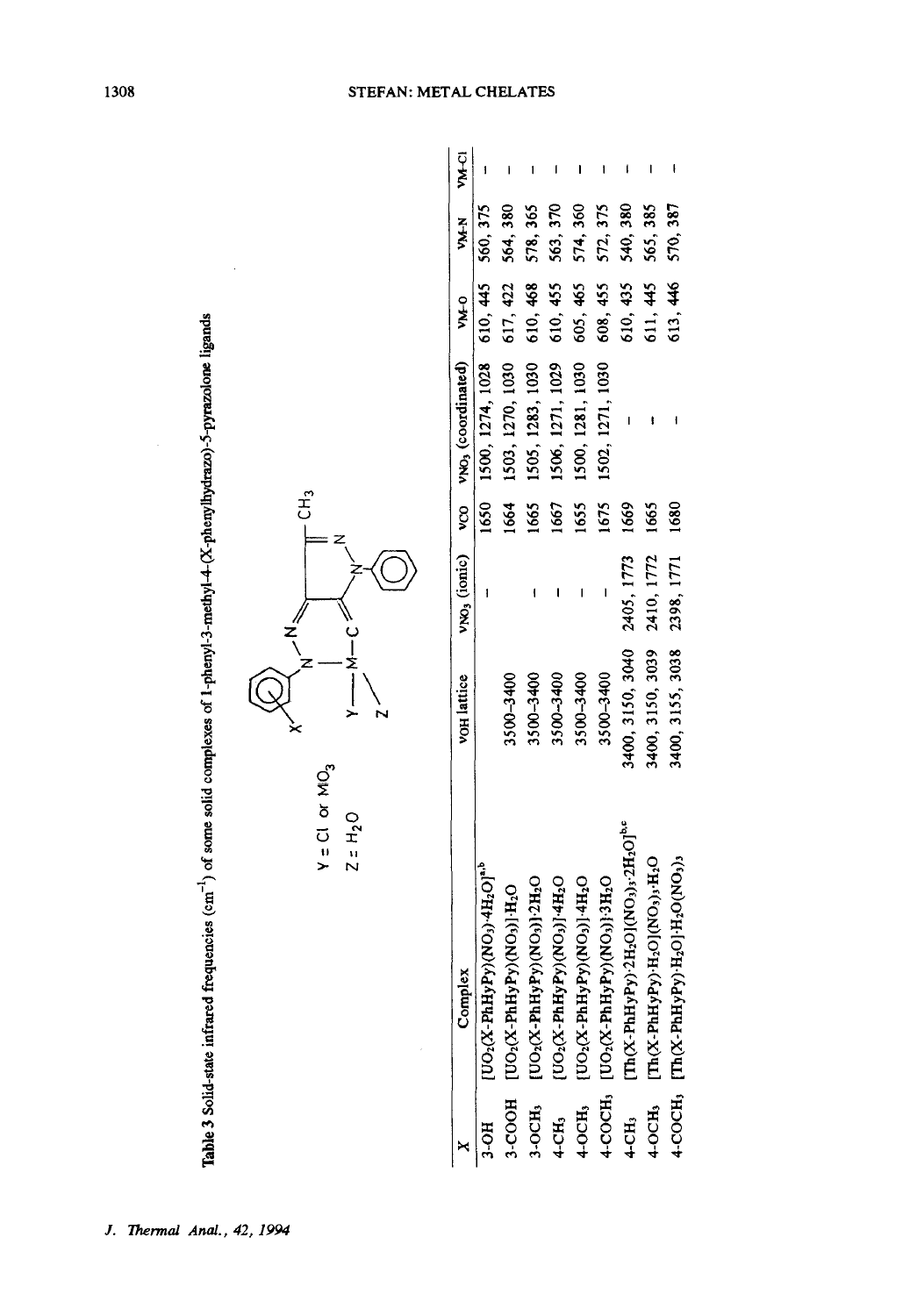Table 3 Solid-state infrared frequencies (cm$^{-1}$) of some solid complexes of 1-phenyl-3-methyl-4-(X-phenylhydrazo)-5-pyrazolone ligands

Y = Cl or $MO_3$

Z = $H_2O$

| X | Complex | $\nu_{OH}$ lattice | $\nu_{NO_3}$ (ionic) | $\nu_{CO}$ | $\nu_{NO_3}$ (coordinated) | $\nu_{M-O}$ | $\nu_{M-N}$ | $\nu_{M-Cl}$ |
|---|---|---|---|---|---|---|---|---|
| 3-OH | $[UO_2(X\text{-}PhHyPy)(NO_3)\cdot 4H_2O]^{a,b}$ | | – | 1650 | 1500, 1274, 1028 | 610, 445 | 560, 375 | – |
| 3-COOH | $[UO_2(X\text{-}PhHyPy)(NO_3)]\cdot H_2O$ | 3500–3400 | | 1664 | 1503, 1270, 1030 | 617, 422 | 564, 380 | – |
| 3-OCH$_3$ | $[UO_2(X\text{-}PhHyPy)(NO_3)]\cdot 2H_2O$ | 3500–3400 | – | 1665 | 1505, 1283, 1030 | 610, 468 | 578, 365 | – |
| 4-CH$_3$ | $[UO_2(X\text{-}PhHyPy)(NO_3)]\cdot 4H_2O$ | 3500–3400 | – | 1667 | 1506, 1271, 1029 | 610, 455 | 563, 370 | – |
| 4-OCH$_3$ | $[UO_2(X\text{-}PhHyPy)(NO_3)]\cdot 4H_2O$ | 3500–3400 | – | 1655 | 1500, 1281, 1030 | 605, 465 | 574, 360 | – |
| 4-COCH$_3$ | $[UO_2(X\text{-}PhHyPy)(NO_3)]\cdot 3H_2O$ | 3500–3400 | – | 1675 | 1502, 1271, 1030 | 608, 455 | 572, 375 | – |
| 4-CH$_3$ | $[Th(X\text{-}PhHyPy)\cdot 2H_2O](NO_3)_3\cdot 2H_2O]^{b,c}$ | 3400, 3150, 3040 | 2405, 1773 | 1669 | – | 610, 435 | 540, 380 | – |
| 4-OCH$_3$ | $[Th(X\text{-}PhHyPy)\cdot H_2O](NO_3)_3\cdot H_2O$ | 3400, 3150, 3039 | 2410, 1772 | 1665 | – | 611, 445 | 565, 385 | – |
| 4-COCH$_3$ | $[Th(X\text{-}PhHyPy)\cdot H_2O](NO_3)_3$ | 3400, 3155, 3038 | 2398, 1771 | 1680 | – | 613, 446 | 570, 387 | – |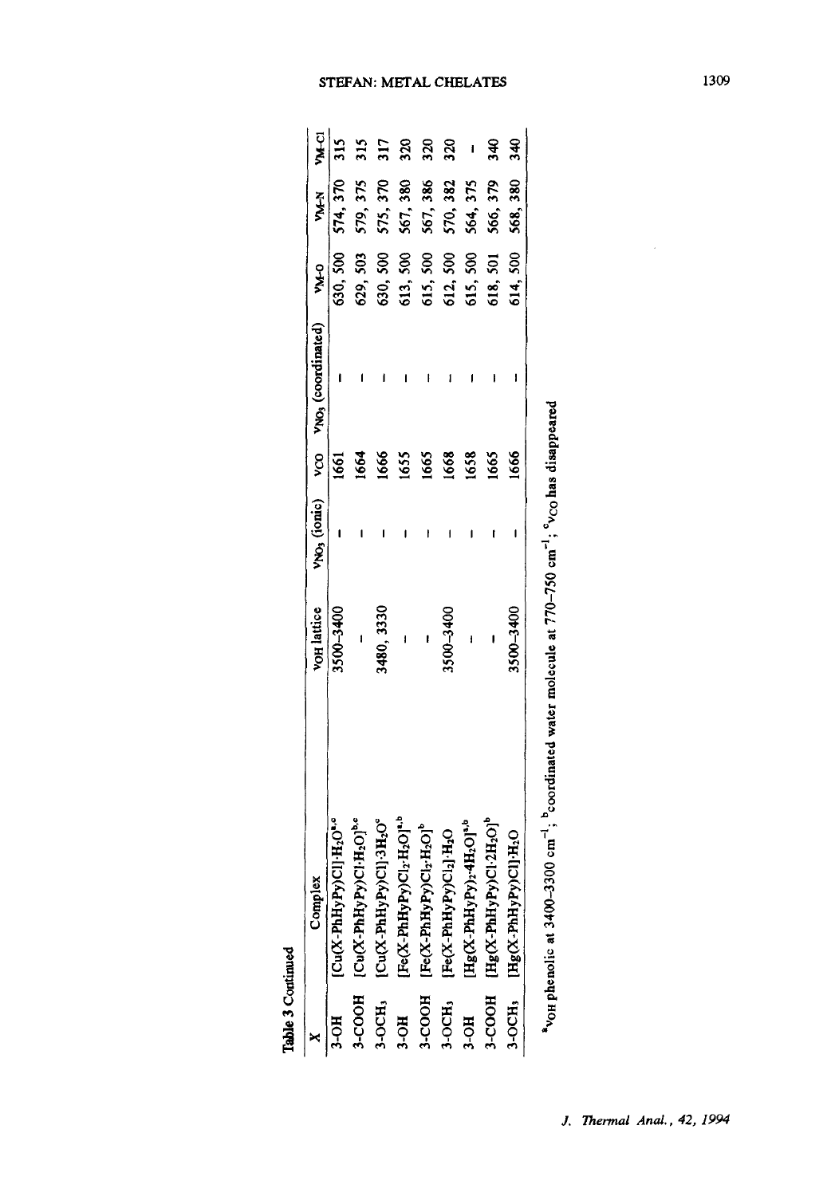Table 3 Continued

| X | Complex | $\nu_{OH}$ lattice | $\nu_{NO_3}$ (ionic) | $\nu_{CO}$ | $\nu_{NO_3}$ (coordinated) | $\nu_{M\text{-}O}$ | $\nu_{M\text{-}N}$ | $\nu_{M\text{-}Cl}$ |
|---|---|---|---|---|---|---|---|---|
| 3-OH | $[Cu(X\text{-}PhHyPy)Cl]\cdot H_2O^{a,c}$ | 3500–3400 | – | 1661 | – | 630, 500 | 574, 370 | 315 |
| 3-COOH | $[Cu(X\text{-}PhHyPy)Cl\cdot H_2O]^{b,c}$ | – | – | 1664 | – | 629, 503 | 579, 375 | 315 |
| 3-OCH$_3$ | $[Cu(X\text{-}PhHyPy)Cl]\cdot 3H_2O^{c}$ | 3480, 3330 | – | 1666 | – | 630, 500 | 575, 370 | 317 |
| 3-OH | $[Fe(X\text{-}PhHyPy)Cl_2\cdot H_2O]^{a,b}$ | – | – | 1655 | – | 613, 500 | 567, 380 | 320 |
| 3-COOH | $[Fe(X\text{-}PhHyPy)Cl_2\cdot H_2O]^{b}$ | – | – | 1665 | – | 615, 500 | 567, 386 | 320 |
| 3-OCH$_3$ | $[Fe(X\text{-}PhHyPy)Cl_2]\cdot H_2O$ | 3500–3400 | – | 1668 | – | 612, 500 | 570, 382 | 320 |
| 3-OH | $[Hg(X\text{-}PhHyPy)_2\cdot 4H_2O]^{a,b}$ | – | – | 1658 | – | 615, 500 | 564, 375 | – |
| 3-COOH | $[Hg(X\text{-}PhHyPy)Cl\cdot 2H_2O]^{b}$ | – | – | 1665 | – | 618, 501 | 566, 379 | 340 |
| 3-OCH$_3$ | $[Hg(X\text{-}PhHyPy)Cl]\cdot H_2O$ | 3500–3400 | – | 1666 | – | 614, 500 | 568, 380 | 340 |

[a]$\nu_{OH}$ phenolic at 3400–3300 cm$^{-1}$; [b]coordinated water molecule at 770–750 cm$^{-1}$; [c]$\nu_{CO}$ has disappeared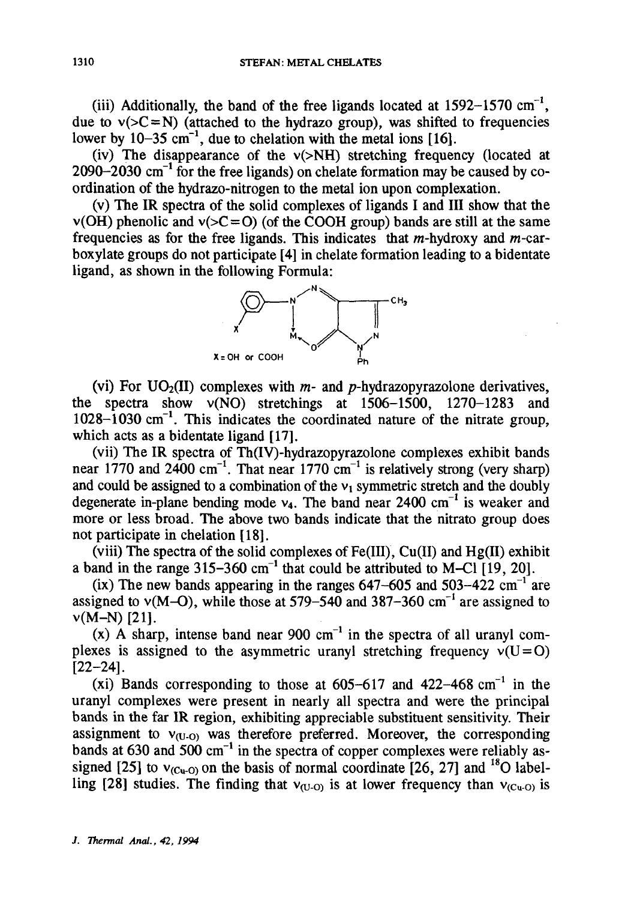(iii) Additionally, the band of the free ligands located at 1592–1570 $cm^{-1}$, due to $\nu(>C=N)$ (attached to the hydrazo group), was shifted to frequencies lower by 10–35 $cm^{-1}$, due to chelation with the metal ions [16].

(iv) The disappearance of the $\nu(>NH)$ stretching frequency (located at 2090–2030 $cm^{-1}$ for the free ligands) on chelate formation may be caused by coordination of the hydrazo-nitrogen to the metal ion upon complexation.

(v) The IR spectra of the solid complexes of ligands I and III show that the $\nu(OH)$ phenolic and $\nu(>C=O)$ (of the COOH group) bands are still at the same frequencies as for the free ligands. This indicates that *m*-hydroxy and *m*-carboxylate groups do not participate [4] in chelate formation leading to a bidentate ligand, as shown in the following Formula:

X = OH or COOH

(vi) For $UO_2(II)$ complexes with *m*- and *p*-hydrazopyrazolone derivatives, the spectra show $\nu(NO)$ stretchings at 1506–1500, 1270–1283 and 1028–1030 $cm^{-1}$. This indicates the coordinated nature of the nitrate group, which acts as a bidentate ligand [17].

(vii) The IR spectra of Th(IV)-hydrazopyrazolone complexes exhibit bands near 1770 and 2400 $cm^{-1}$. That near 1770 $cm^{-1}$ is relatively strong (very sharp) and could be assigned to a combination of the $\nu_1$ symmetric stretch and the doubly degenerate in-plane bending mode $\nu_4$. The band near 2400 $cm^{-1}$ is weaker and more or less broad. The above two bands indicate that the nitrato group does not participate in chelation [18].

(viii) The spectra of the solid complexes of Fe(III), Cu(II) and Hg(II) exhibit a band in the range 315–360 $cm^{-1}$ that could be attributed to M–Cl [19, 20].

(ix) The new bands appearing in the ranges 647–605 and 503–422 $cm^{-1}$ are assigned to $\nu(M–O)$, while those at 579–540 and 387–360 $cm^{-1}$ are assigned to $\nu(M–N)$ [21].

(x) A sharp, intense band near 900 $cm^{-1}$ in the spectra of all uranyl complexes is assigned to the asymmetric uranyl stretching frequency $\nu(U=O)$ [22–24].

(xi) Bands corresponding to those at 605–617 and 422–468 $cm^{-1}$ in the uranyl complexes were present in nearly all spectra and were the principal bands in the far IR region, exhibiting appreciable substituent sensitivity. Their assignment to $\nu_{(U\text{-}O)}$ was therefore preferred. Moreover, the corresponding bands at 630 and 500 $cm^{-1}$ in the spectra of copper complexes were reliably assigned [25] to $\nu_{(Cu\text{-}O)}$ on the basis of normal coordinate [26, 27] and $^{18}O$ labelling [28] studies. The finding that $\nu_{(U\text{-}O)}$ is at lower frequency than $\nu_{(Cu\text{-}O)}$ is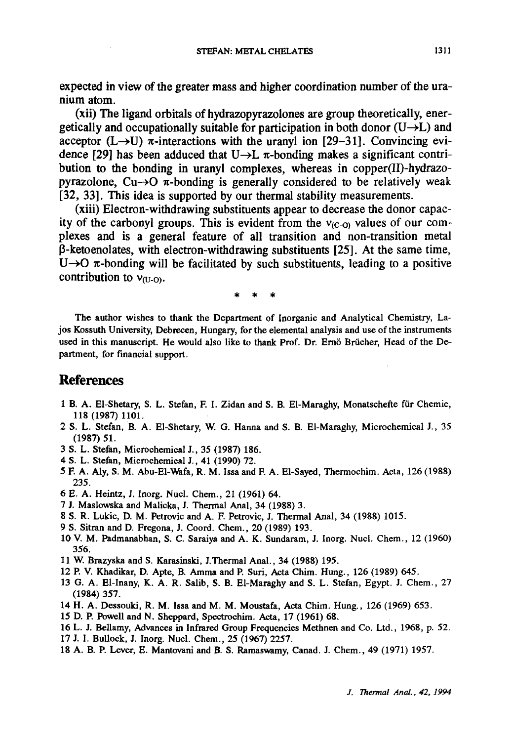expected in view of the greater mass and higher coordination number of the uranium atom.

(xii) The ligand orbitals of hydrazopyrazolones are group theoretically, energetically and occupationally suitable for participation in both donor (U→L) and acceptor (L→U) π-interactions with the uranyl ion [29–31]. Convincing evidence [29] has been adduced that U→L π-bonding makes a significant contribution to the bonding in uranyl complexes, whereas in copper(II)-hydrazopyrazolone, Cu→O π-bonding is generally considered to be relatively weak [32, 33]. This idea is supported by our thermal stability measurements.

(xiii) Electron-withdrawing substituents appear to decrease the donor capacity of the carbonyl groups. This is evident from the $\nu_{(C\text{-}O)}$ values of our complexes and is a general feature of all transition and non-transition metal β-ketoenolates, with electron-withdrawing substituents [25]. At the same time, U→O π-bonding will be facilitated by such substituents, leading to a positive contribution to $\nu_{(U\text{-}O)}$.

\* \* \*

The author wishes to thank the Department of Inorganic and Analytical Chemistry, Lajos Kossuth University, Debrecen, Hungary, for the elemental analysis and use of the instruments used in this manuscript. He would also like to thank Prof. Dr. Ernö Brücher, Head of the Department, for financial support.

## References

1 B. A. El-Shetary, S. L. Stefan, F. I. Zidan and S. B. El-Maraghy, Monatschefte für Chemie, 118 (1987) 1101.
2 S. L. Stefan, B. A. El-Shetary, W. G. Hanna and S. B. El-Maraghy, Microchemical J., 35 (1987) 51.
3 S. L. Stefan, Microchemical J., 35 (1987) 186.
4 S. L. Stefan, Microchemical J., 41 (1990) 72.
5 F. A. Aly, S. M. Abu-El-Wafa, R. M. Issa and F. A. El-Sayed, Thermochim. Acta, 126 (1988) 235.
6 E. A. Heintz, J. Inorg. Nucl. Chem., 21 (1961) 64.
7 J. Maslowska and Malicka, J. Thermal Anal, 34 (1988) 3.
8 S. R. Lukic, D. M. Petrovic and A. F. Petrovic, J. Thermal Anal, 34 (1988) 1015.
9 S. Sitran and D. Fregona, J. Coord. Chem., 20 (1989) 193.
10 V. M. Padmanabhan, S. C. Saraiya and A. K. Sundaram, J. Inorg. Nucl. Chem., 12 (1960) 356.
11 W. Brazyska and S. Karasinski, J.Thermal Anal., 34 (1988) 195.
12 P. V. Khadikar, D. Apte, B. Amma and P. Suri, Acta Chim. Hung., 126 (1989) 645.
13 G. A. El-Inany, K. A. R. Salib, S. B. El-Maraghy and S. L. Stefan, Egypt. J. Chem., 27 (1984) 357.
14 H. A. Dessouki, R. M. Issa and M. M. Moustafa, Acta Chim. Hung., 126 (1969) 653.
15 D. P. Powell and N. Sheppard, Spectrochim. Acta, 17 (1961) 68.
16 L. J. Bellamy, Advances in Infrared Group Frequencies Methnen and Co. Ltd., 1968, p. 52.
17 J. I. Bullock, J. Inorg. Nucl. Chem., 25 (1967) 2257.
18 A. B. P. Lever, E. Mantovani and B. S. Ramaswamy, Canad. J. Chem., 49 (1971) 1957.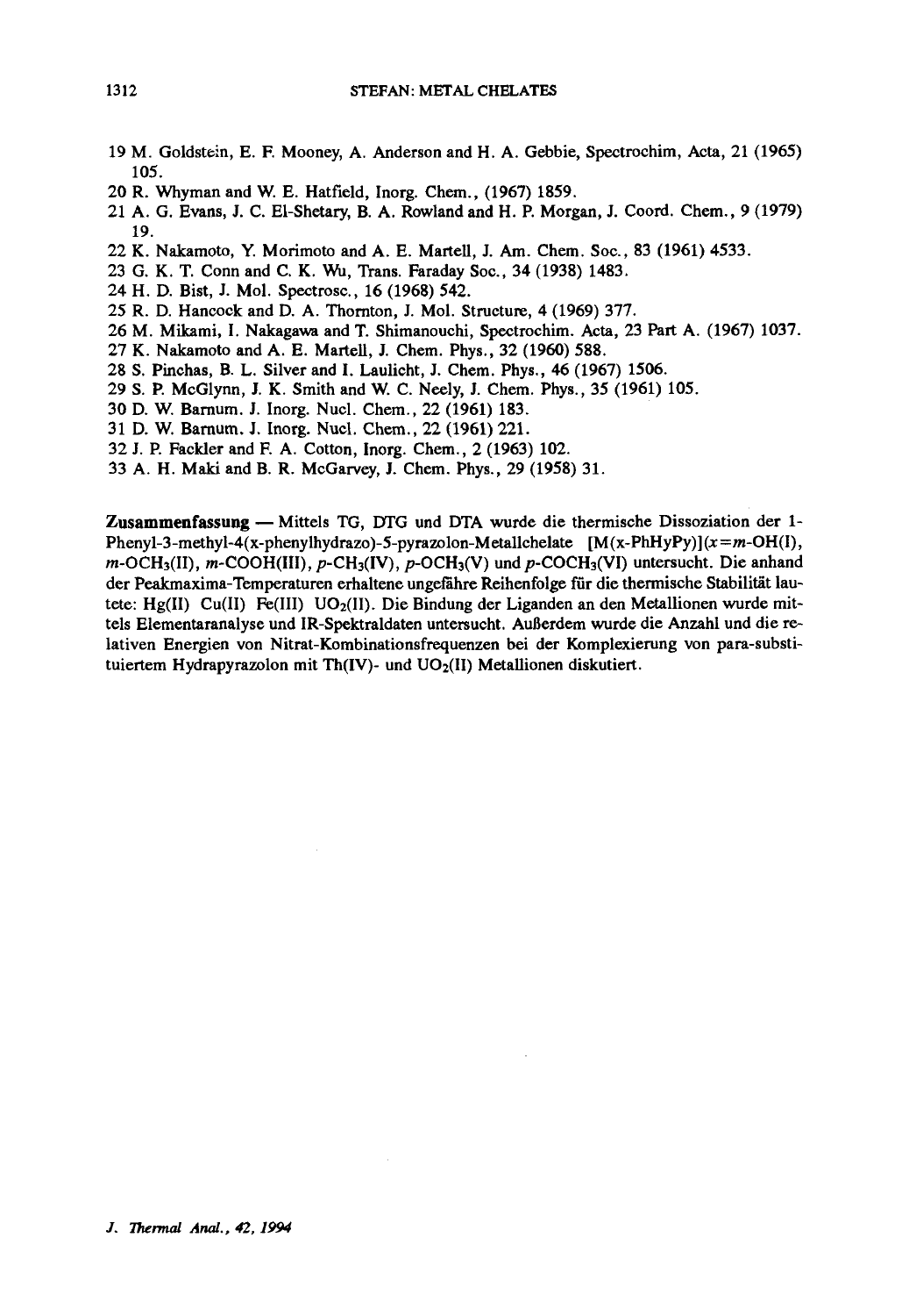19 M. Goldstein, E. F. Mooney, A. Anderson and H. A. Gebbie, Spectrochim, Acta, 21 (1965) 105.
20 R. Whyman and W. E. Hatfield, Inorg. Chem., (1967) 1859.
21 A. G. Evans, J. C. El-Shetary, B. A. Rowland and H. P. Morgan, J. Coord. Chem., 9 (1979) 19.
22 K. Nakamoto, Y. Morimoto and A. E. Martell, J. Am. Chem. Soc., 83 (1961) 4533.
23 G. K. T. Conn and C. K. Wu, Trans. Faraday Soc., 34 (1938) 1483.
24 H. D. Bist, J. Mol. Spectrosc., 16 (1968) 542.
25 R. D. Hancock and D. A. Thornton, J. Mol. Structure, 4 (1969) 377.
26 M. Mikami, I. Nakagawa and T. Shimanouchi, Spectrochim. Acta, 23 Part A. (1967) 1037.
27 K. Nakamoto and A. E. Martell, J. Chem. Phys., 32 (1960) 588.
28 S. Pinchas, B. L. Silver and I. Laulicht, J. Chem. Phys., 46 (1967) 1506.
29 S. P. McGlynn, J. K. Smith and W. C. Neely, J. Chem. Phys., 35 (1961) 105.
30 D. W. Barnum. J. Inorg. Nucl. Chem., 22 (1961) 183.
31 D. W. Barnum. J. Inorg. Nucl. Chem., 22 (1961) 221.
32 J. P. Fackler and F. A. Cotton, Inorg. Chem., 2 (1963) 102.
33 A. H. Maki and B. R. McGarvey, J. Chem. Phys., 29 (1958) 31.

**Zusammenfassung** — Mittels TG, DTG und DTA wurde die thermische Dissoziation der 1-Phenyl-3-methyl-4(x-phenylhydrazo)-5-pyrazolon-Metallchelate [M(x-PhHyPy)]($x$=$m$-OH(I), $m$-$OCH_3$(II), $m$-COOH(III), $p$-$CH_3$(IV), $p$-$OCH_3$(V) und $p$-$COCH_3$(VI) untersucht. Die anhand der Peakmaxima-Temperaturen erhaltene ungefähre Reihenfolge für die thermische Stabilität lautete: Hg(II) Cu(II) Fe(III) $UO_2$(II). Die Bindung der Liganden an den Metallionen wurde mittels Elementaranalyse und IR-Spektraldaten untersucht. Außerdem wurde die Anzahl und die relativen Energien von Nitrat-Kombinationsfrequenzen bei der Komplexierung von para-substituiertem Hydrapyrazolon mit Th(IV)- und $UO_2$(II) Metallionen diskutiert.